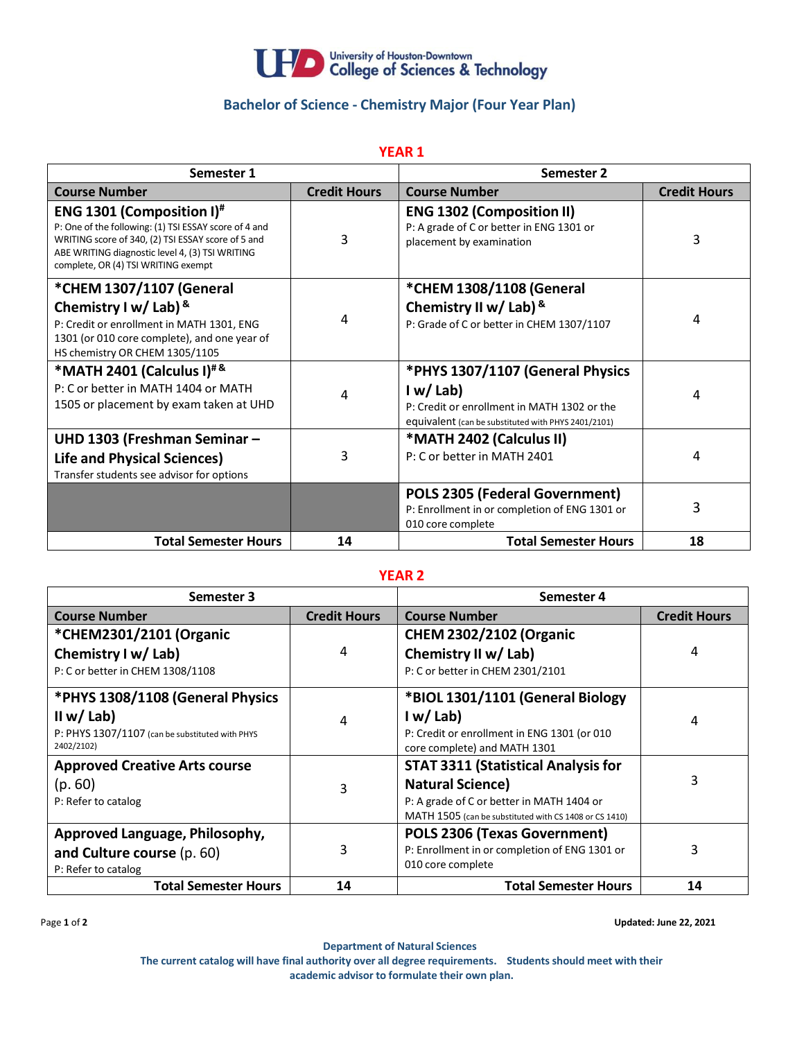University of Houston-Downtown College of Sciences & Technology

## Bachelor of Science - Chemistry Major (Four Year Plan)

### YEAR 1

| Semester 1 | | Semester 2 | |
|---|---|---|---|
| **Course Number** | **Credit Hours** | **Course Number** | **Credit Hours** |
| **ENG 1301 (Composition I)#** P: One of the following: (1) TSI ESSAY score of 4 and WRITING score of 340, (2) TSI ESSAY score of 5 and ABE WRITING diagnostic level 4, (3) TSI WRITING complete, OR (4) TSI WRITING exempt | 3 | **ENG 1302 (Composition II)** P: A grade of C or better in ENG 1301 or placement by examination | 3 |
| **\*CHEM 1307/1107 (General Chemistry I w/ Lab) &** P: Credit or enrollment in MATH 1301, ENG 1301 (or 010 core complete), and one year of HS chemistry OR CHEM 1305/1105 | 4 | **\*CHEM 1308/1108 (General Chemistry II w/ Lab) &** P: Grade of C or better in CHEM 1307/1107 | 4 |
| **\*MATH 2401 (Calculus I)# &** P: C or better in MATH 1404 or MATH 1505 or placement by exam taken at UHD | 4 | **\*PHYS 1307/1107 (General Physics I w/ Lab)** P: Credit or enrollment in MATH 1302 or the equivalent (can be substituted with PHYS 2401/2101) | 4 |
| **UHD 1303 (Freshman Seminar – Life and Physical Sciences)** Transfer students see advisor for options | 3 | **\*MATH 2402 (Calculus II)** P: C or better in MATH 2401 | 4 |
| | | **POLS 2305 (Federal Government)** P: Enrollment in or completion of ENG 1301 or 010 core complete | 3 |
| **Total Semester Hours** | **14** | **Total Semester Hours** | **18** |

### YEAR 2

| Semester 3 | | Semester 4 | |
|---|---|---|---|
| **Course Number** | **Credit Hours** | **Course Number** | **Credit Hours** |
| **\*CHEM2301/2101 (Organic Chemistry I w/ Lab)** P: C or better in CHEM 1308/1108 | 4 | **CHEM 2302/2102 (Organic Chemistry II w/ Lab)** P: C or better in CHEM 2301/2101 | 4 |
| **\*PHYS 1308/1108 (General Physics II w/ Lab)** P: PHYS 1307/1107 (can be substituted with PHYS 2402/2102) | 4 | **\*BIOL 1301/1101 (General Biology I w/ Lab)** P: Credit or enrollment in ENG 1301 (or 010 core complete) and MATH 1301 | 4 |
| **Approved Creative Arts course** (p. 60) P: Refer to catalog | 3 | **STAT 3311 (Statistical Analysis for Natural Science)** P: A grade of C or better in MATH 1404 or MATH 1505 (can be substituted with CS 1408 or CS 1410) | 3 |
| **Approved Language, Philosophy, and Culture course** (p. 60) P: Refer to catalog | 3 | **POLS 2306 (Texas Government)** P: Enrollment in or completion of ENG 1301 or 010 core complete | 3 |
| **Total Semester Hours** | **14** | **Total Semester Hours** | **14** |

**Updated: June 22, 2021**

**Department of Natural Sciences**

**The current catalog will have final authority over all degree requirements. Students should meet with their academic advisor to formulate their own plan.**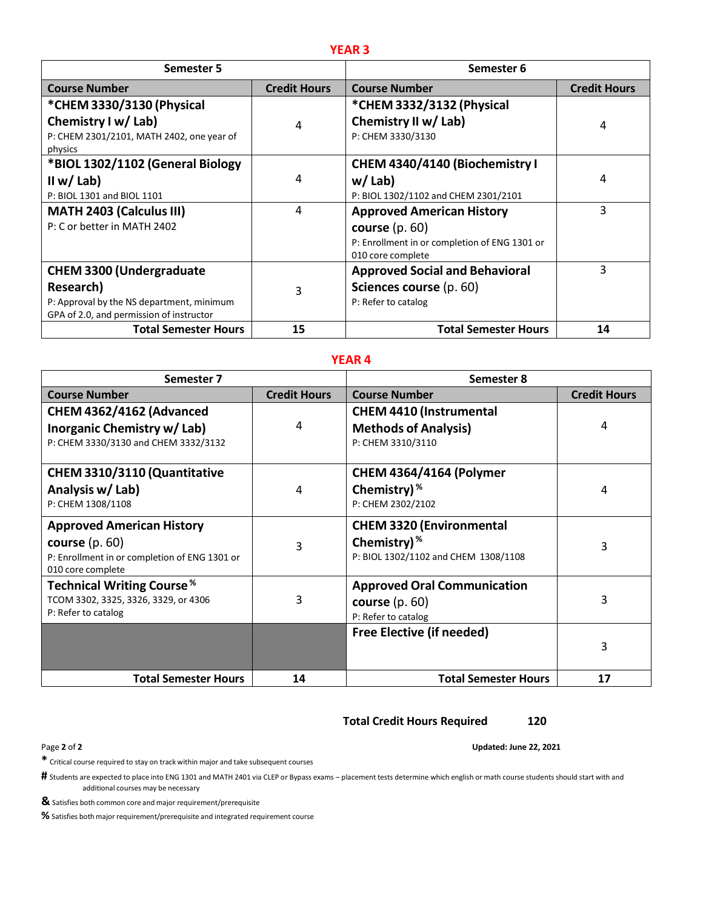## YEAR 3

| Semester 5 | | Semester 6 | |
|---|---|---|---|
| **Course Number** | **Credit Hours** | **Course Number** | **Credit Hours** |
| ***CHEM 3330/3130 (Physical Chemistry I w/ Lab)** P: CHEM 2301/2101, MATH 2402, one year of physics | 4 | ***CHEM 3332/3132 (Physical Chemistry II w/ Lab)** P: CHEM 3330/3130 | 4 |
| ***BIOL 1302/1102 (General Biology II w/ Lab)** P: BIOL 1301 and BIOL 1101 | 4 | **CHEM 4340/4140 (Biochemistry I w/ Lab)** P: BIOL 1302/1102 and CHEM 2301/2101 | 4 |
| **MATH 2403 (Calculus III)** P: C or better in MATH 2402 | 4 | **Approved American History course** (p. 60) P: Enrollment in or completion of ENG 1301 or 010 core complete | 3 |
| **CHEM 3300 (Undergraduate Research)** P: Approval by the NS department, minimum GPA of 2.0, and permission of instructor | 3 | **Approved Social and Behavioral Sciences course** (p. 60) P: Refer to catalog | 3 |
| **Total Semester Hours** | **15** | **Total Semester Hours** | **14** |

## YEAR 4

| Semester 7 | | Semester 8 | |
|---|---|---|---|
| **Course Number** | **Credit Hours** | **Course Number** | **Credit Hours** |
| **CHEM 4362/4162 (Advanced Inorganic Chemistry w/ Lab)** P: CHEM 3330/3130 and CHEM 3332/3132 | 4 | **CHEM 4410 (Instrumental Methods of Analysis)** P: CHEM 3310/3110 | 4 |
| **CHEM 3310/3110 (Quantitative Analysis w/ Lab)** P: CHEM 1308/1108 | 4 | **CHEM 4364/4164 (Polymer Chemistry)**[%] P: CHEM 2302/2102 | 4 |
| **Approved American History course** (p. 60) P: Enrollment in or completion of ENG 1301 or 010 core complete | 3 | **CHEM 3320 (Environmental Chemistry)**[%] P: BIOL 1302/1102 and CHEM 1308/1108 | 3 |
| **Technical Writing Course**[%] TCOM 3302, 3325, 3326, 3329, or 4306 P: Refer to catalog | 3 | **Approved Oral Communication course** (p. 60) P: Refer to catalog | 3 |
| | | **Free Elective (if needed)** | 3 |
| **Total Semester Hours** | **14** | **Total Semester Hours** | **17** |

**Total Credit Hours Required** **120**

**Updated: June 22, 2021**

\* Critical course required to stay on track within major and take subsequent courses

# Students are expected to place into ENG 1301 and MATH 2401 via CLEP or Bypass exams – placement tests determine which english or math course students should start with and additional courses may be necessary

& Satisfies both common core and major requirement/prerequisite

% Satisfies both major requirement/prerequisite and integrated requirement course